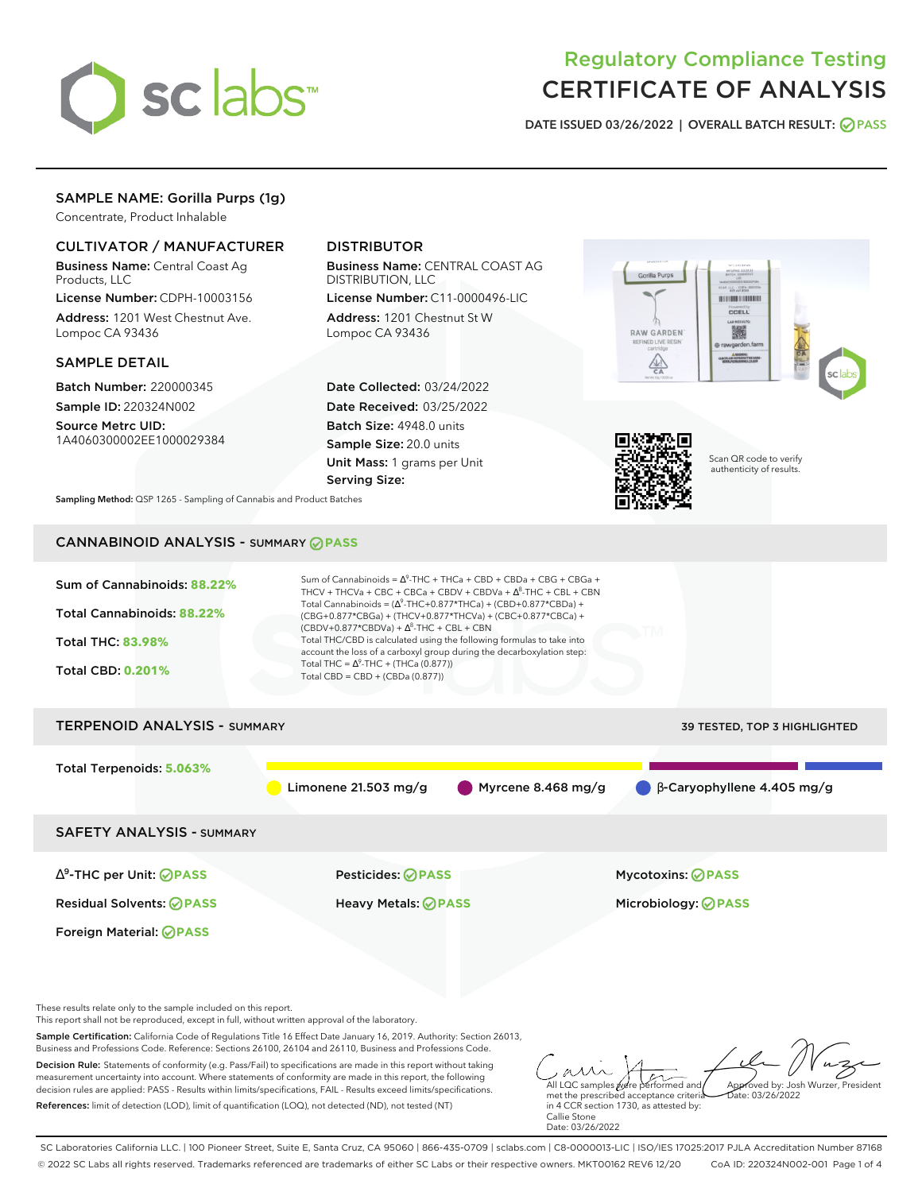# Regulatory Compliance Testing
# CERTIFICATE OF ANALYSIS

DATE ISSUED 03/26/2022 | OVERALL BATCH RESULT: PASS

## SAMPLE NAME: Gorilla Purps (1g)

Concentrate, Product Inhalable

### CULTIVATOR / MANUFACTURER

**Business Name:** Central Coast Ag Products, LLC
**License Number:** CDPH-10003156
**Address:** 1201 West Chestnut Ave. Lompoc CA 93436

### DISTRIBUTOR

**Business Name:** CENTRAL COAST AG DISTRIBUTION, LLC
**License Number:** C11-0000496-LIC
**Address:** 1201 Chestnut St W Lompoc CA 93436

### SAMPLE DETAIL

**Batch Number:** 220000345
**Sample ID:** 220324N002
**Source Metrc UID:** 1A4060300002EE1000029384

**Date Collected:** 03/24/2022
**Date Received:** 03/25/2022
**Batch Size:** 4948.0 units
**Sample Size:** 20.0 units
**Unit Mass:** 1 grams per Unit
**Serving Size:**

Scan QR code to verify authenticity of results.

**Sampling Method:** QSP 1265 - Sampling of Cannabis and Product Batches

## CANNABINOID ANALYSIS - SUMMARY PASS

**Sum of Cannabinoids:** 88.22%
**Total Cannabinoids:** 88.22%
**Total THC:** 83.98%
**Total CBD:** 0.201%

Sum of Cannabinoids = $\Delta^9$-THC + THCa + CBD + CBDa + CBG + CBGa + THCV + THCVa + CBC + CBCa + CBDV + CBDVa + $\Delta^8$-THC + CBL + CBN
Total Cannabinoids = ($\Delta^9$-THC+0.877*THCa) + (CBD+0.877*CBDa) + (CBG+0.877*CBGa) + (THCV+0.877*THCVa) + (CBC+0.877*CBCa) + (CBDV+0.877*CBDVa) + $\Delta^8$-THC + CBL + CBN
Total THC/CBD is calculated using the following formulas to take into account the loss of a carboxyl group during the decarboxylation step:
Total THC = $\Delta^9$-THC + (THCa (0.877))
Total CBD = CBD + (CBDa (0.877))

## TERPENOID ANALYSIS - SUMMARY

39 TESTED, TOP 3 HIGHLIGHTED

**Total Terpenoids:** 5.063%

Limonene 21.503 mg/g | Myrcene 8.468 mg/g | β-Caryophyllene 4.405 mg/g

## SAFETY ANALYSIS - SUMMARY

| | | |
|---|---|---|
| $\Delta^9$-THC per Unit: PASS | Pesticides: PASS | Mycotoxins: PASS |
| Residual Solvents: PASS | Heavy Metals: PASS | Microbiology: PASS |
| Foreign Material: PASS | | |

These results relate only to the sample included on this report.
This report shall not be reproduced, except in full, without written approval of the laboratory.

**Sample Certification:** California Code of Regulations Title 16 Effect Date January 16, 2019. Authority: Section 26013, Business and Professions Code. Reference: Sections 26100, 26104 and 26110, Business and Professions Code.

**Decision Rule:** Statements of conformity (e.g. Pass/Fail) to specifications are made in this report without taking measurement uncertainty into account. Where statements of conformity are made in this report, the following decision rules are applied: PASS - Results within limits/specifications, FAIL - Results exceed limits/specifications.

**References:** limit of detection (LOD), limit of quantification (LOQ), not detected (ND), not tested (NT)

All LQC samples were performed and met the prescribed acceptance criteria in 4 CCR section 1730, as attested by: Callie Stone
Date: 03/26/2022

Approved by: Josh Wurzer, President
Date: 03/26/2022

SC Laboratories California LLC. | 100 Pioneer Street, Suite E, Santa Cruz, CA 95060 | 866-435-0709 | sclabs.com | C8-0000013-LIC | ISO/IES 17025:2017 PJLA Accreditation Number 87168
© 2022 SC Labs all rights reserved. Trademarks referenced are trademarks of either SC Labs or their respective owners. MKT00162 REV6 12/20 CoA ID: 220324N002-001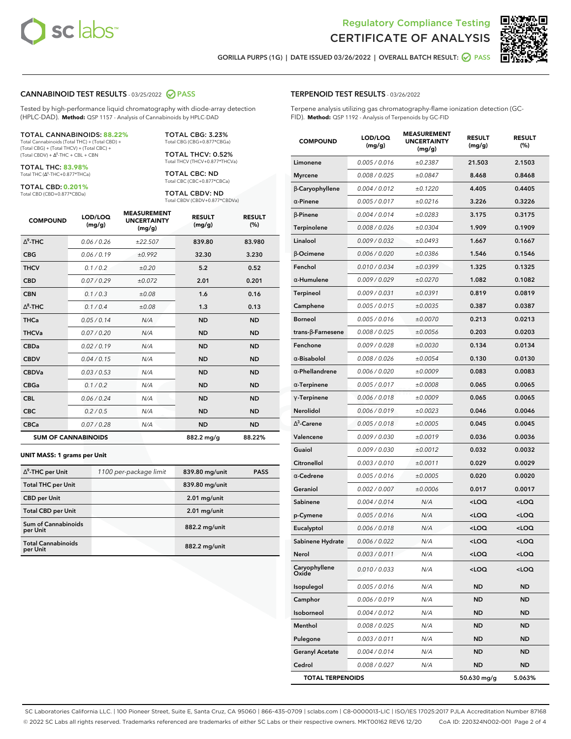# Regulatory Compliance Testing
# CERTIFICATE OF ANALYSIS

GORILLA PURPS (1G) | DATE ISSUED 03/26/2022 | OVERALL BATCH RESULT: PASS

## CANNABINOID TEST RESULTS - 03/25/2022 PASS

Tested by high-performance liquid chromatography with diode-array detection (HPLC-DAD). **Method:** QSP 1157 - Analysis of Cannabinoids by HPLC-DAD

**TOTAL CANNABINOIDS: 88.22%**
Total Cannabinoids (Total THC) + (Total CBD) + (Total CBG) + (Total THCV) + (Total CBC) + (Total CBDV) + $\Delta^8$-THC + CBL + CBN

**TOTAL THC: 83.98%**
Total THC ($\Delta^9$-THC+0.877*THCa)

**TOTAL CBD: 0.201%**
Total CBD (CBD+0.877*CBDa)

**TOTAL CBG: 3.23%**
Total CBG (CBG+0.877*CBGa)

**TOTAL THCV: 0.52%**
Total THCV (THCV+0.877*THCVa)

**TOTAL CBC: ND**
Total CBC (CBC+0.877*CBCa)

**TOTAL CBDV: ND**
Total CBDV (CBDV+0.877*CBDVa)

| COMPOUND | LOD/LOQ (mg/g) | MEASUREMENT UNCERTAINTY (mg/g) | RESULT (mg/g) | RESULT (%) |
|---|---|---|---|---|
| $\Delta^9$-THC | 0.06 / 0.26 | ±22.507 | 839.80 | 83.980 |
| CBG | 0.06 / 0.19 | ±0.992 | 32.30 | 3.230 |
| THCV | 0.1 / 0.2 | ±0.20 | 5.2 | 0.52 |
| CBD | 0.07 / 0.29 | ±0.072 | 2.01 | 0.201 |
| CBN | 0.1 / 0.3 | ±0.08 | 1.6 | 0.16 |
| $\Delta^8$-THC | 0.1 / 0.4 | ±0.08 | 1.3 | 0.13 |
| THCa | 0.05 / 0.14 | N/A | ND | ND |
| THCVa | 0.07 / 0.20 | N/A | ND | ND |
| CBDa | 0.02 / 0.19 | N/A | ND | ND |
| CBDV | 0.04 / 0.15 | N/A | ND | ND |
| CBDVa | 0.03 / 0.53 | N/A | ND | ND |
| CBGa | 0.1 / 0.2 | N/A | ND | ND |
| CBL | 0.06 / 0.24 | N/A | ND | ND |
| CBC | 0.2 / 0.5 | N/A | ND | ND |
| CBCa | 0.07 / 0.28 | N/A | ND | ND |
| **SUM OF CANNABINOIDS** | | | **882.2 mg/g** | **88.22%** |

**UNIT MASS: 1 grams per Unit**

| | | | |
|---|---|---|---|
| $\Delta^9$-THC per Unit | 1100 per-package limit | 839.80 mg/unit | PASS |
| Total THC per Unit | | 839.80 mg/unit | |
| CBD per Unit | | 2.01 mg/unit | |
| Total CBD per Unit | | 2.01 mg/unit | |
| Sum of Cannabinoids per Unit | | 882.2 mg/unit | |
| Total Cannabinoids per Unit | | 882.2 mg/unit | |

## TERPENOID TEST RESULTS - 03/26/2022

Terpene analysis utilizing gas chromatography-flame ionization detection (GC-FID). **Method:** QSP 1192 - Analysis of Terpenoids by GC-FID

| COMPOUND | LOD/LOQ (mg/g) | MEASUREMENT UNCERTAINTY (mg/g) | RESULT (mg/g) | RESULT (%) |
|---|---|---|---|---|
| Limonene | 0.005 / 0.016 | ±0.2387 | 21.503 | 2.1503 |
| Myrcene | 0.008 / 0.025 | ±0.0847 | 8.468 | 0.8468 |
| β-Caryophyllene | 0.004 / 0.012 | ±0.1220 | 4.405 | 0.4405 |
| α-Pinene | 0.005 / 0.017 | ±0.0216 | 3.226 | 0.3226 |
| β-Pinene | 0.004 / 0.014 | ±0.0283 | 3.175 | 0.3175 |
| Terpinolene | 0.008 / 0.026 | ±0.0304 | 1.909 | 0.1909 |
| Linalool | 0.009 / 0.032 | ±0.0493 | 1.667 | 0.1667 |
| β-Ocimene | 0.006 / 0.020 | ±0.0386 | 1.546 | 0.1546 |
| Fenchol | 0.010 / 0.034 | ±0.0399 | 1.325 | 0.1325 |
| α-Humulene | 0.009 / 0.029 | ±0.0270 | 1.082 | 0.1082 |
| Terpineol | 0.009 / 0.031 | ±0.0391 | 0.819 | 0.0819 |
| Camphene | 0.005 / 0.015 | ±0.0035 | 0.387 | 0.0387 |
| Borneol | 0.005 / 0.016 | ±0.0070 | 0.213 | 0.0213 |
| trans-β-Farnesene | 0.008 / 0.025 | ±0.0056 | 0.203 | 0.0203 |
| Fenchone | 0.009 / 0.028 | ±0.0030 | 0.134 | 0.0134 |
| α-Bisabolol | 0.008 / 0.026 | ±0.0054 | 0.130 | 0.0130 |
| α-Phellandrene | 0.006 / 0.020 | ±0.0009 | 0.083 | 0.0083 |
| α-Terpinene | 0.005 / 0.017 | ±0.0008 | 0.065 | 0.0065 |
| γ-Terpinene | 0.006 / 0.018 | ±0.0009 | 0.065 | 0.0065 |
| Nerolidol | 0.006 / 0.019 | ±0.0023 | 0.046 | 0.0046 |
| $\Delta^3$-Carene | 0.005 / 0.018 | ±0.0005 | 0.045 | 0.0045 |
| Valencene | 0.009 / 0.030 | ±0.0019 | 0.036 | 0.0036 |
| Guaiol | 0.009 / 0.030 | ±0.0012 | 0.032 | 0.0032 |
| Citronellol | 0.003 / 0.010 | ±0.0011 | 0.029 | 0.0029 |
| α-Cedrene | 0.005 / 0.016 | ±0.0005 | 0.020 | 0.0020 |
| Geraniol | 0.002 / 0.007 | ±0.0006 | 0.017 | 0.0017 |
| Sabinene | 0.004 / 0.014 | N/A | <LOQ | <LOQ |
| p-Cymene | 0.005 / 0.016 | N/A | <LOQ | <LOQ |
| Eucalyptol | 0.006 / 0.018 | N/A | <LOQ | <LOQ |
| Sabinene Hydrate | 0.006 / 0.022 | N/A | <LOQ | <LOQ |
| Nerol | 0.003 / 0.011 | N/A | <LOQ | <LOQ |
| Caryophyllene Oxide | 0.010 / 0.033 | N/A | <LOQ | <LOQ |
| Isopulegol | 0.005 / 0.016 | N/A | ND | ND |
| Camphor | 0.006 / 0.019 | N/A | ND | ND |
| Isoborneol | 0.004 / 0.012 | N/A | ND | ND |
| Menthol | 0.008 / 0.025 | N/A | ND | ND |
| Pulegone | 0.003 / 0.011 | N/A | ND | ND |
| Geranyl Acetate | 0.004 / 0.014 | N/A | ND | ND |
| Cedrol | 0.008 / 0.027 | N/A | ND | ND |
| **TOTAL TERPENOIDS** | | | **50.630 mg/g** | **5.063%** |

SC Laboratories California LLC. | 100 Pioneer Street, Suite E, Santa Cruz, CA 95060 | 866-435-0709 | sclabs.com | C8-0000013-LIC | ISO/IES 17025:2017 PJLA Accreditation Number 87168
© 2022 SC Labs all rights reserved. Trademarks referenced are trademarks of either SC Labs or their respective owners. MKT00162 REV6 12/20 CoA ID: 220324N002-001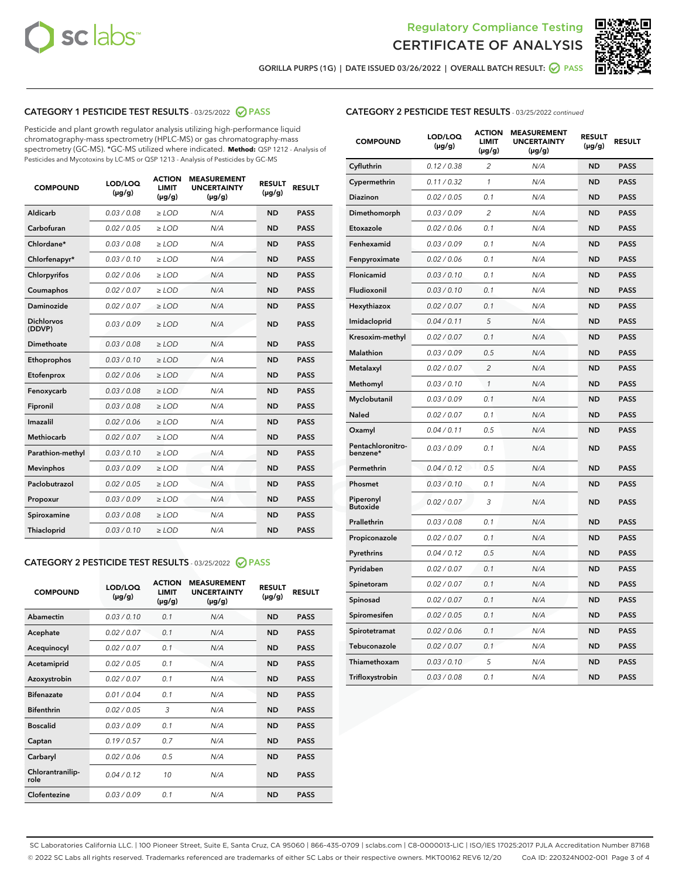Regulatory Compliance Testing
CERTIFICATE OF ANALYSIS

GORILLA PURPS (1G) | DATE ISSUED 03/26/2022 | OVERALL BATCH RESULT: PASS

## CATEGORY 1 PESTICIDE TEST RESULTS - 03/25/2022 PASS

Pesticide and plant growth regulator analysis utilizing high-performance liquid chromatography-mass spectrometry (HPLC-MS) or gas chromatography-mass spectrometry (GC-MS). *GC-MS utilized where indicated. **Method:** QSP 1212 - Analysis of Pesticides and Mycotoxins by LC-MS or QSP 1213 - Analysis of Pesticides by GC-MS

| COMPOUND | LOD/LOQ (µg/g) | ACTION LIMIT (µg/g) | MEASUREMENT UNCERTAINTY (µg/g) | RESULT (µg/g) | RESULT |
|---|---|---|---|---|---|
| Aldicarb | 0.03 / 0.08 | ≥ LOD | N/A | ND | PASS |
| Carbofuran | 0.02 / 0.05 | ≥ LOD | N/A | ND | PASS |
| Chlordane* | 0.03 / 0.08 | ≥ LOD | N/A | ND | PASS |
| Chlorfenapyr* | 0.03 / 0.10 | ≥ LOD | N/A | ND | PASS |
| Chlorpyrifos | 0.02 / 0.06 | ≥ LOD | N/A | ND | PASS |
| Coumaphos | 0.02 / 0.07 | ≥ LOD | N/A | ND | PASS |
| Daminozide | 0.02 / 0.07 | ≥ LOD | N/A | ND | PASS |
| Dichlorvos (DDVP) | 0.03 / 0.09 | ≥ LOD | N/A | ND | PASS |
| Dimethoate | 0.03 / 0.08 | ≥ LOD | N/A | ND | PASS |
| Ethoprophos | 0.03 / 0.10 | ≥ LOD | N/A | ND | PASS |
| Etofenprox | 0.02 / 0.06 | ≥ LOD | N/A | ND | PASS |
| Fenoxycarb | 0.03 / 0.08 | ≥ LOD | N/A | ND | PASS |
| Fipronil | 0.03 / 0.08 | ≥ LOD | N/A | ND | PASS |
| Imazalil | 0.02 / 0.06 | ≥ LOD | N/A | ND | PASS |
| Methiocarb | 0.02 / 0.07 | ≥ LOD | N/A | ND | PASS |
| Parathion-methyl | 0.03 / 0.10 | ≥ LOD | N/A | ND | PASS |
| Mevinphos | 0.03 / 0.09 | ≥ LOD | N/A | ND | PASS |
| Paclobutrazol | 0.02 / 0.05 | ≥ LOD | N/A | ND | PASS |
| Propoxur | 0.03 / 0.09 | ≥ LOD | N/A | ND | PASS |
| Spiroxamine | 0.03 / 0.08 | ≥ LOD | N/A | ND | PASS |
| Thiacloprid | 0.03 / 0.10 | ≥ LOD | N/A | ND | PASS |

## CATEGORY 2 PESTICIDE TEST RESULTS - 03/25/2022 PASS

| COMPOUND | LOD/LOQ (µg/g) | ACTION LIMIT (µg/g) | MEASUREMENT UNCERTAINTY (µg/g) | RESULT (µg/g) | RESULT |
|---|---|---|---|---|---|
| Abamectin | 0.03 / 0.10 | 0.1 | N/A | ND | PASS |
| Acephate | 0.02 / 0.07 | 0.1 | N/A | ND | PASS |
| Acequinocyl | 0.02 / 0.07 | 0.1 | N/A | ND | PASS |
| Acetamiprid | 0.02 / 0.05 | 0.1 | N/A | ND | PASS |
| Azoxystrobin | 0.02 / 0.07 | 0.1 | N/A | ND | PASS |
| Bifenazate | 0.01 / 0.04 | 0.1 | N/A | ND | PASS |
| Bifenthrin | 0.02 / 0.05 | 3 | N/A | ND | PASS |
| Boscalid | 0.03 / 0.09 | 0.1 | N/A | ND | PASS |
| Captan | 0.19 / 0.57 | 0.7 | N/A | ND | PASS |
| Carbaryl | 0.02 / 0.06 | 0.5 | N/A | ND | PASS |
| Chlorantraniliprole | 0.04 / 0.12 | 10 | N/A | ND | PASS |
| Clofentezine | 0.03 / 0.09 | 0.1 | N/A | ND | PASS |
| Cyfluthrin | 0.12 / 0.38 | 2 | N/A | ND | PASS |
| Cypermethrin | 0.11 / 0.32 | 1 | N/A | ND | PASS |
| Diazinon | 0.02 / 0.05 | 0.1 | N/A | ND | PASS |
| Dimethomorph | 0.03 / 0.09 | 2 | N/A | ND | PASS |
| Etoxazole | 0.02 / 0.06 | 0.1 | N/A | ND | PASS |
| Fenhexamid | 0.03 / 0.09 | 0.1 | N/A | ND | PASS |
| Fenpyroximate | 0.02 / 0.06 | 0.1 | N/A | ND | PASS |
| Flonicamid | 0.03 / 0.10 | 0.1 | N/A | ND | PASS |
| Fludioxonil | 0.03 / 0.10 | 0.1 | N/A | ND | PASS |
| Hexythiazox | 0.02 / 0.07 | 0.1 | N/A | ND | PASS |
| Imidacloprid | 0.04 / 0.11 | 5 | N/A | ND | PASS |
| Kresoxim-methyl | 0.02 / 0.07 | 0.1 | N/A | ND | PASS |
| Malathion | 0.03 / 0.09 | 0.5 | N/A | ND | PASS |
| Metalaxyl | 0.02 / 0.07 | 2 | N/A | ND | PASS |
| Methomyl | 0.03 / 0.10 | 1 | N/A | ND | PASS |
| Myclobutanil | 0.03 / 0.09 | 0.1 | N/A | ND | PASS |
| Naled | 0.02 / 0.07 | 0.1 | N/A | ND | PASS |
| Oxamyl | 0.04 / 0.11 | 0.5 | N/A | ND | PASS |
| Pentachloronitrobenzene* | 0.03 / 0.09 | 0.1 | N/A | ND | PASS |
| Permethrin | 0.04 / 0.12 | 0.5 | N/A | ND | PASS |
| Phosmet | 0.03 / 0.10 | 0.1 | N/A | ND | PASS |
| Piperonyl Butoxide | 0.02 / 0.07 | 3 | N/A | ND | PASS |
| Prallethrin | 0.03 / 0.08 | 0.1 | N/A | ND | PASS |
| Propiconazole | 0.02 / 0.07 | 0.1 | N/A | ND | PASS |
| Pyrethrins | 0.04 / 0.12 | 0.5 | N/A | ND | PASS |
| Pyridaben | 0.02 / 0.07 | 0.1 | N/A | ND | PASS |
| Spinetoram | 0.02 / 0.07 | 0.1 | N/A | ND | PASS |
| Spinosad | 0.02 / 0.07 | 0.1 | N/A | ND | PASS |
| Spiromesifen | 0.02 / 0.05 | 0.1 | N/A | ND | PASS |
| Spirotetramat | 0.02 / 0.06 | 0.1 | N/A | ND | PASS |
| Tebuconazole | 0.02 / 0.07 | 0.1 | N/A | ND | PASS |
| Thiamethoxam | 0.03 / 0.10 | 5 | N/A | ND | PASS |
| Trifloxystrobin | 0.03 / 0.08 | 0.1 | N/A | ND | PASS |

SC Laboratories California LLC. | 100 Pioneer Street, Suite E, Santa Cruz, CA 95060 | 866-435-0709 | sclabs.com | C8-0000013-LIC | ISO/IES 17025:2017 PJLA Accreditation Number 87168
© 2022 SC Labs all rights reserved. Trademarks referenced are trademarks of either SC Labs or their respective owners. MKT00162 REV6 12/20 CoA ID: 220324N002-001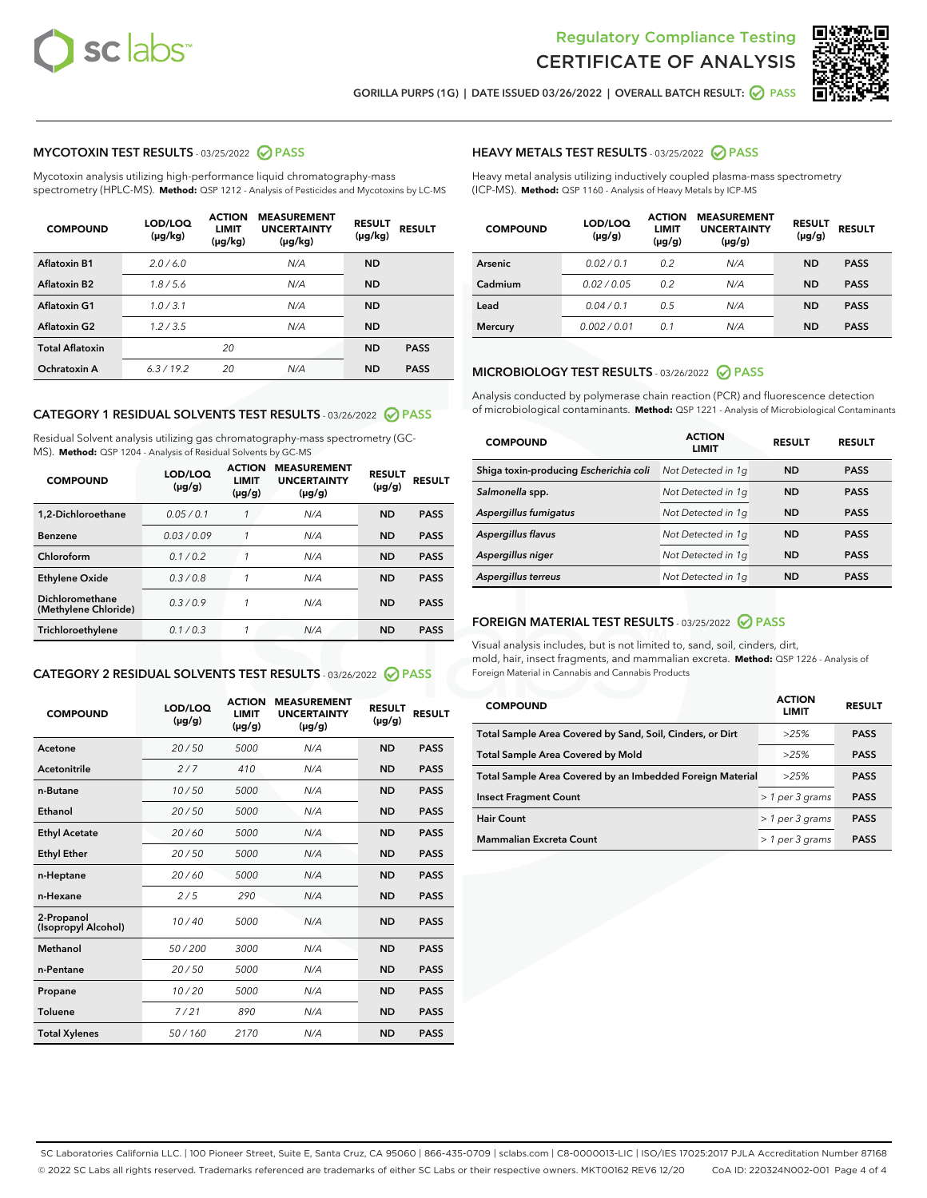# Regulatory Compliance Testing
# CERTIFICATE OF ANALYSIS

GORILLA PURPS (1G) | DATE ISSUED 03/26/2022 | OVERALL BATCH RESULT: PASS

## MYCOTOXIN TEST RESULTS - 03/25/2022 PASS

Mycotoxin analysis utilizing high-performance liquid chromatography-mass spectrometry (HPLC-MS). **Method:** QSP 1212 - Analysis of Pesticides and Mycotoxins by LC-MS

| COMPOUND | LOD/LOQ (µg/kg) | ACTION LIMIT (µg/kg) | MEASUREMENT UNCERTAINTY (µg/kg) | RESULT (µg/kg) | RESULT |
|---|---|---|---|---|---|
| Aflatoxin B1 | 2.0 / 6.0 | | N/A | ND | |
| Aflatoxin B2 | 1.8 / 5.6 | | N/A | ND | |
| Aflatoxin G1 | 1.0 / 3.1 | | N/A | ND | |
| Aflatoxin G2 | 1.2 / 3.5 | | N/A | ND | |
| Total Aflatoxin | | 20 | | ND | PASS |
| Ochratoxin A | 6.3 / 19.2 | 20 | N/A | ND | PASS |

## CATEGORY 1 RESIDUAL SOLVENTS TEST RESULTS - 03/26/2022 PASS

Residual Solvent analysis utilizing gas chromatography-mass spectrometry (GC-MS). **Method:** QSP 1204 - Analysis of Residual Solvents by GC-MS

| COMPOUND | LOD/LOQ (µg/g) | ACTION LIMIT (µg/g) | MEASUREMENT UNCERTAINTY (µg/g) | RESULT (µg/g) | RESULT |
|---|---|---|---|---|---|
| 1,2-Dichloroethane | 0.05 / 0.1 | 1 | N/A | ND | PASS |
| Benzene | 0.03 / 0.09 | 1 | N/A | ND | PASS |
| Chloroform | 0.1 / 0.2 | 1 | N/A | ND | PASS |
| Ethylene Oxide | 0.3 / 0.8 | 1 | N/A | ND | PASS |
| Dichloromethane (Methylene Chloride) | 0.3 / 0.9 | 1 | N/A | ND | PASS |
| Trichloroethylene | 0.1 / 0.3 | 1 | N/A | ND | PASS |

## CATEGORY 2 RESIDUAL SOLVENTS TEST RESULTS - 03/26/2022 PASS

| COMPOUND | LOD/LOQ (µg/g) | ACTION LIMIT (µg/g) | MEASUREMENT UNCERTAINTY (µg/g) | RESULT (µg/g) | RESULT |
|---|---|---|---|---|---|
| Acetone | 20 / 50 | 5000 | N/A | ND | PASS |
| Acetonitrile | 2 / 7 | 410 | N/A | ND | PASS |
| n-Butane | 10 / 50 | 5000 | N/A | ND | PASS |
| Ethanol | 20 / 50 | 5000 | N/A | ND | PASS |
| Ethyl Acetate | 20 / 60 | 5000 | N/A | ND | PASS |
| Ethyl Ether | 20 / 50 | 5000 | N/A | ND | PASS |
| n-Heptane | 20 / 60 | 5000 | N/A | ND | PASS |
| n-Hexane | 2 / 5 | 290 | N/A | ND | PASS |
| 2-Propanol (Isopropyl Alcohol) | 10 / 40 | 5000 | N/A | ND | PASS |
| Methanol | 50 / 200 | 3000 | N/A | ND | PASS |
| n-Pentane | 20 / 50 | 5000 | N/A | ND | PASS |
| Propane | 10 / 20 | 5000 | N/A | ND | PASS |
| Toluene | 7 / 21 | 890 | N/A | ND | PASS |
| Total Xylenes | 50 / 160 | 2170 | N/A | ND | PASS |

## HEAVY METALS TEST RESULTS - 03/25/2022 PASS

Heavy metal analysis utilizing inductively coupled plasma-mass spectrometry (ICP-MS). **Method:** QSP 1160 - Analysis of Heavy Metals by ICP-MS

| COMPOUND | LOD/LOQ (µg/g) | ACTION LIMIT (µg/g) | MEASUREMENT UNCERTAINTY (µg/g) | RESULT (µg/g) | RESULT |
|---|---|---|---|---|---|
| Arsenic | 0.02 / 0.1 | 0.2 | N/A | ND | PASS |
| Cadmium | 0.02 / 0.05 | 0.2 | N/A | ND | PASS |
| Lead | 0.04 / 0.1 | 0.5 | N/A | ND | PASS |
| Mercury | 0.002 / 0.01 | 0.1 | N/A | ND | PASS |

## MICROBIOLOGY TEST RESULTS - 03/26/2022 PASS

Analysis conducted by polymerase chain reaction (PCR) and fluorescence detection of microbiological contaminants. **Method:** QSP 1221 - Analysis of Microbiological Contaminants

| COMPOUND | ACTION LIMIT | RESULT | RESULT |
|---|---|---|---|
| Shiga toxin-producing *Escherichia coli* | Not Detected in 1g | ND | PASS |
| *Salmonella* spp. | Not Detected in 1g | ND | PASS |
| *Aspergillus fumigatus* | Not Detected in 1g | ND | PASS |
| *Aspergillus flavus* | Not Detected in 1g | ND | PASS |
| *Aspergillus niger* | Not Detected in 1g | ND | PASS |
| *Aspergillus terreus* | Not Detected in 1g | ND | PASS |

## FOREIGN MATERIAL TEST RESULTS - 03/25/2022 PASS

Visual analysis includes, but is not limited to, sand, soil, cinders, dirt, mold, hair, insect fragments, and mammalian excreta. **Method:** QSP 1226 - Analysis of Foreign Material in Cannabis and Cannabis Products

| COMPOUND | ACTION LIMIT | RESULT |
|---|---|---|
| Total Sample Area Covered by Sand, Soil, Cinders, or Dirt | >25% | PASS |
| Total Sample Area Covered by Mold | >25% | PASS |
| Total Sample Area Covered by an Imbedded Foreign Material | >25% | PASS |
| Insect Fragment Count | > 1 per 3 grams | PASS |
| Hair Count | > 1 per 3 grams | PASS |
| Mammalian Excreta Count | > 1 per 3 grams | PASS |

SC Laboratories California LLC. | 100 Pioneer Street, Suite E, Santa Cruz, CA 95060 | 866-435-0709 | sclabs.com | C8-0000013-LIC | ISO/IES 17025:2017 PJLA Accreditation Number 87168
© 2022 SC Labs all rights reserved. Trademarks referenced are trademarks of either SC Labs or their respective owners. MKT00162 REV6 12/20 CoA ID: 220324N002-001